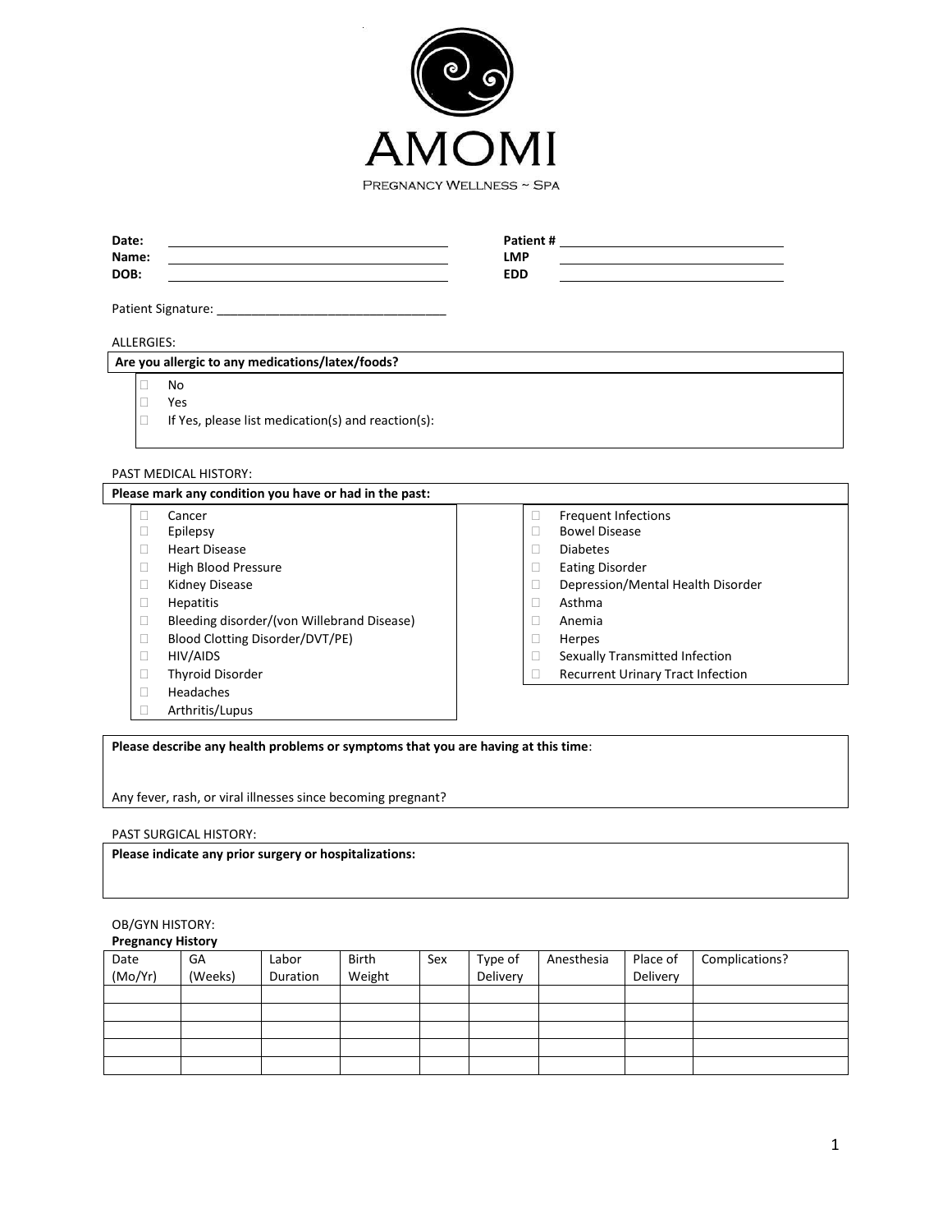# AMOMI

Pregnancy Wellness ~ Spa

**Date:** ______________________ **Patient #** ______________________

**Name:** ______________________ **LMP** ______________________

**DOB:** ______________________ **EDD** ______________________

Patient Signature: ________________________________

ALLERGIES:

**Are you allergic to any medications/latex/foods?**

- ☐ No
- ☐ Yes
- ☐ If Yes, please list medication(s) and reaction(s):

PAST MEDICAL HISTORY:

**Please mark any condition you have or had in the past:**

- ☐ Cancer
- ☐ Epilepsy
- ☐ Heart Disease
- ☐ High Blood Pressure
- ☐ Kidney Disease
- ☐ Hepatitis
- ☐ Bleeding disorder/(von Willebrand Disease)
- ☐ Blood Clotting Disorder/DVT/PE)
- ☐ HIV/AIDS
- ☐ Thyroid Disorder
- ☐ Headaches
- ☐ Arthritis/Lupus
- ☐ Frequent Infections
- ☐ Bowel Disease
- ☐ Diabetes
- ☐ Eating Disorder
- ☐ Depression/Mental Health Disorder
- ☐ Asthma
- ☐ Anemia
- ☐ Herpes
- ☐ Sexually Transmitted Infection
- ☐ Recurrent Urinary Tract Infection

**Please describe any health problems or symptoms that you are having at this time**:

Any fever, rash, or viral illnesses since becoming pregnant?

PAST SURGICAL HISTORY:

**Please indicate any prior surgery or hospitalizations:**

OB/GYN HISTORY:

**Pregnancy History**

| Date (Mo/Yr) | GA (Weeks) | Labor Duration | Birth Weight | Sex | Type of Delivery | Anesthesia | Place of Delivery | Complications? |
|---|---|---|---|---|---|---|---|---|
| | | | | | | | | |
| | | | | | | | | |
| | | | | | | | | |
| | | | | | | | | |
| | | | | | | | | |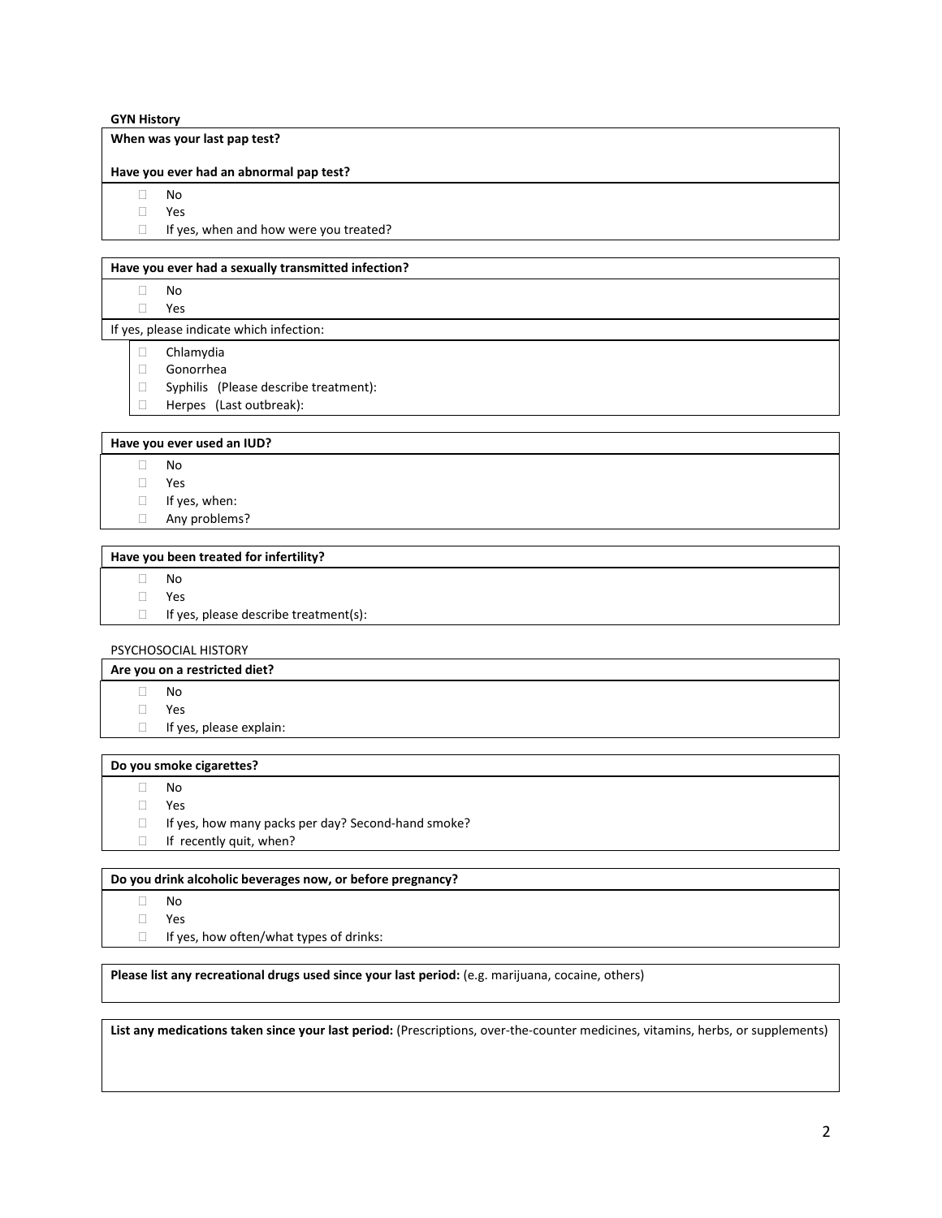**GYN History**

**When was your last pap test?**

**Have you ever had an abnormal pap test?**

- ☐ No
- ☐ Yes
- ☐ If yes, when and how were you treated?

**Have you ever had a sexually transmitted infection?**

- ☐ No
- ☐ Yes

If yes, please indicate which infection:

- ☐ Chlamydia
- ☐ Gonorrhea
- ☐ Syphilis (Please describe treatment):
- ☐ Herpes (Last outbreak):

**Have you ever used an IUD?**

- ☐ No
- ☐ Yes
- ☐ If yes, when:
- ☐ Any problems?

**Have you been treated for infertility?**

- ☐ No
- ☐ Yes
- ☐ If yes, please describe treatment(s):

PSYCHOSOCIAL HISTORY

**Are you on a restricted diet?**

- ☐ No
- ☐ Yes
- ☐ If yes, please explain:

**Do you smoke cigarettes?**

- ☐ No
- ☐ Yes
- ☐ If yes, how many packs per day? Second-hand smoke?
- ☐ If recently quit, when?

**Do you drink alcoholic beverages now, or before pregnancy?**

- ☐ No
- ☐ Yes
- ☐ If yes, how often/what types of drinks:

**Please list any recreational drugs used since your last period:** (e.g. marijuana, cocaine, others)

**List any medications taken since your last period:** (Prescriptions, over-the-counter medicines, vitamins, herbs, or supplements)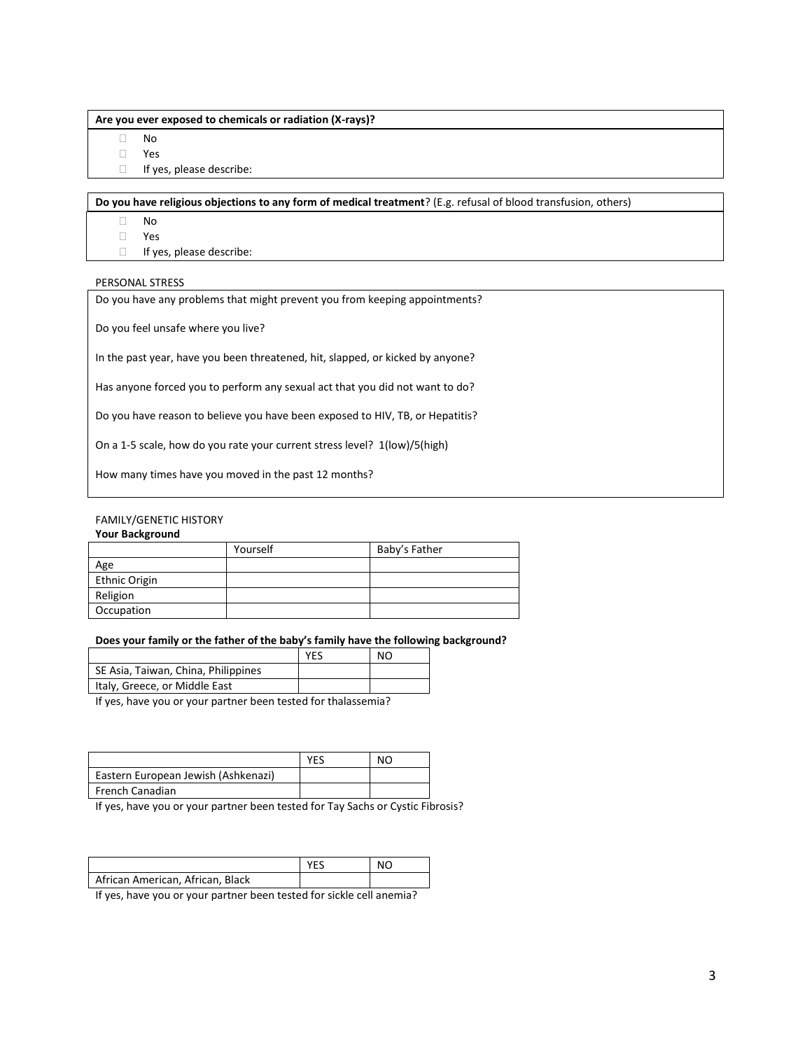**Are you ever exposed to chemicals or radiation (X-rays)?**

- ☐ No
- ☐ Yes
- ☐ If yes, please describe:

**Do you have religious objections to any form of medical treatment**? (E.g. refusal of blood transfusion, others)

- ☐ No
- ☐ Yes
- ☐ If yes, please describe:

PERSONAL STRESS

Do you have any problems that might prevent you from keeping appointments?

Do you feel unsafe where you live?

In the past year, have you been threatened, hit, slapped, or kicked by anyone?

Has anyone forced you to perform any sexual act that you did not want to do?

Do you have reason to believe you have been exposed to HIV, TB, or Hepatitis?

On a 1-5 scale, how do you rate your current stress level? 1(low)/5(high)

How many times have you moved in the past 12 months?

FAMILY/GENETIC HISTORY

**Your Background**

| | Yourself | Baby's Father |
|---|---|---|
| Age | | |
| Ethnic Origin | | |
| Religion | | |
| Occupation | | |

**Does your family or the father of the baby's family have the following background?**

| | YES | NO |
|---|---|---|
| SE Asia, Taiwan, China, Philippines | | |
| Italy, Greece, or Middle East | | |

If yes, have you or your partner been tested for thalassemia?

| | YES | NO |
|---|---|---|
| Eastern European Jewish (Ashkenazi) | | |
| French Canadian | | |

If yes, have you or your partner been tested for Tay Sachs or Cystic Fibrosis?

| | YES | NO |
|---|---|---|
| African American, African, Black | | |

If yes, have you or your partner been tested for sickle cell anemia?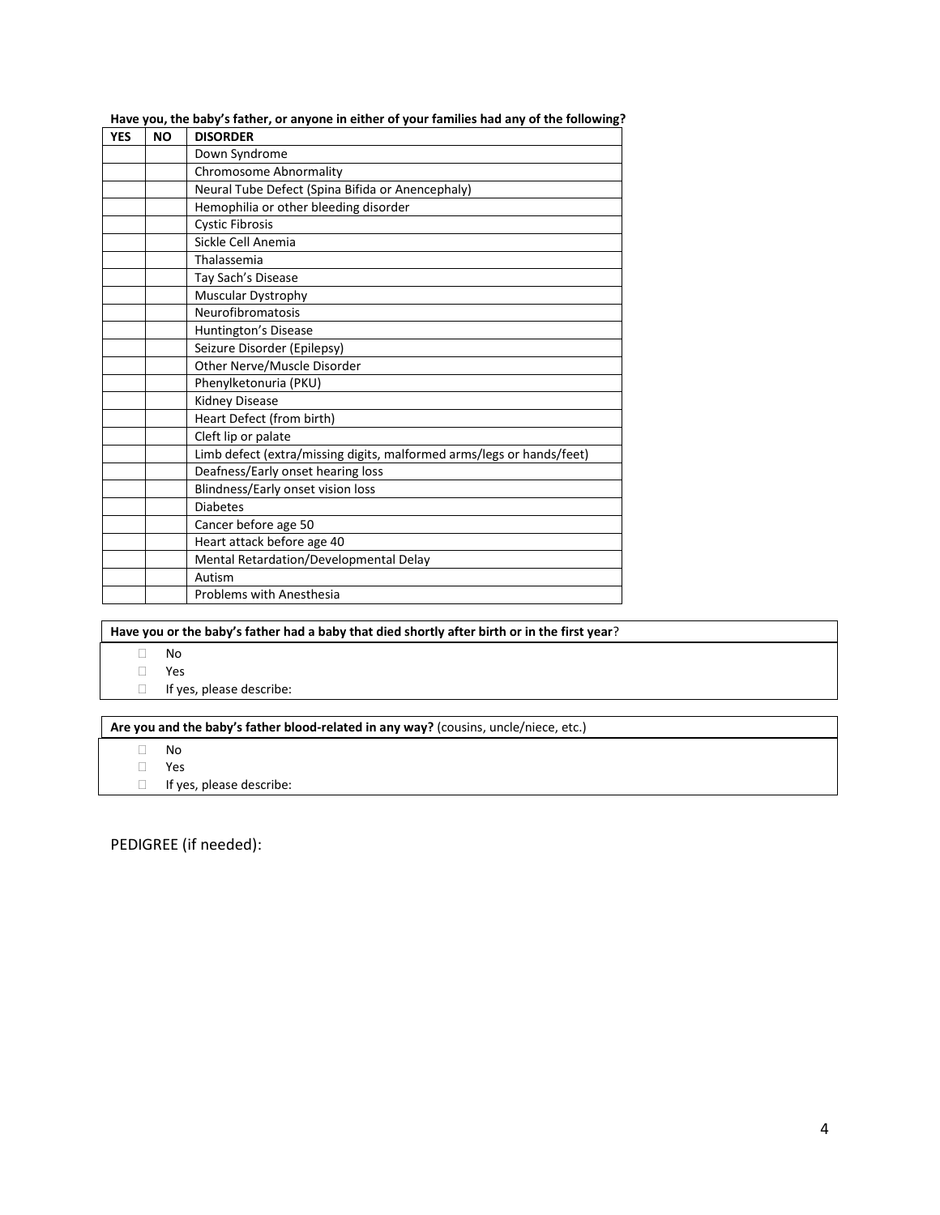**Have you, the baby's father, or anyone in either of your families had any of the following?**

| YES | NO | DISORDER |
|---|---|---|
| | | Down Syndrome |
| | | Chromosome Abnormality |
| | | Neural Tube Defect (Spina Bifida or Anencephaly) |
| | | Hemophilia or other bleeding disorder |
| | | Cystic Fibrosis |
| | | Sickle Cell Anemia |
| | | Thalassemia |
| | | Tay Sach's Disease |
| | | Muscular Dystrophy |
| | | Neurofibromatosis |
| | | Huntington's Disease |
| | | Seizure Disorder (Epilepsy) |
| | | Other Nerve/Muscle Disorder |
| | | Phenylketonuria (PKU) |
| | | Kidney Disease |
| | | Heart Defect (from birth) |
| | | Cleft lip or palate |
| | | Limb defect (extra/missing digits, malformed arms/legs or hands/feet) |
| | | Deafness/Early onset hearing loss |
| | | Blindness/Early onset vision loss |
| | | Diabetes |
| | | Cancer before age 50 |
| | | Heart attack before age 40 |
| | | Mental Retardation/Developmental Delay |
| | | Autism |
| | | Problems with Anesthesia |

**Have you or the baby's father had a baby that died shortly after birth or in the first year**?

- ☐ No
- ☐ Yes
- ☐ If yes, please describe:

**Are you and the baby's father blood-related in any way?** (cousins, uncle/niece, etc.)

- ☐ No
- ☐ Yes
- ☐ If yes, please describe:

PEDIGREE (if needed):